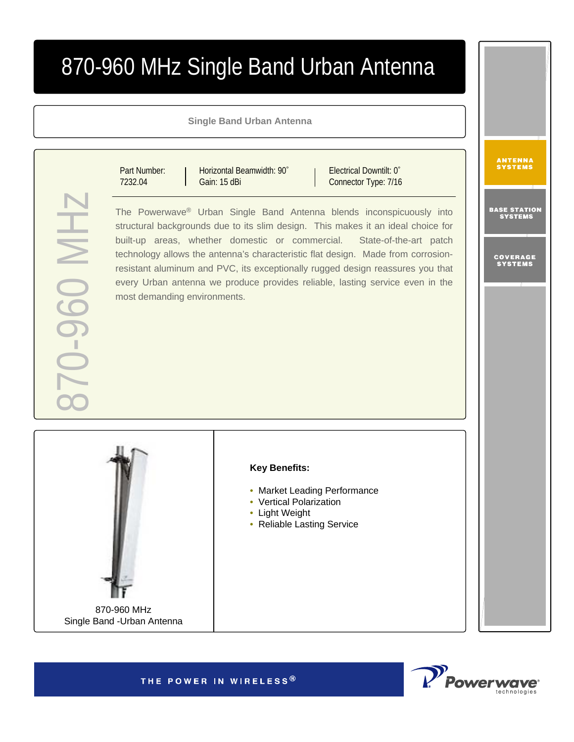# 870-960 MHz Single Band Urban Antenna

**Single Band Urban Antenna**

870-960 MHz

| Part Number: 7232.04 | Horizontal Beamwidth: 90˚ Gain: 15 dBi | Electrical Downtilt: 0˚ Connector Type: 7/16 |
|---|---|---|

The Powerwave® Urban Single Band Antenna blends inconspicuously into structural backgrounds due to its slim design. This makes it an ideal choice for built-up areas, whether domestic or commercial. State-of-the-art patch technology allows the antenna's characteristic flat design. Made from corrosion-resistant aluminum and PVC, its exceptionally rugged design reassures you that every Urban antenna we produce provides reliable, lasting service even in the most demanding environments.

870-960 MHz
Single Band -Urban Antenna

**Key Benefits:**

- Market Leading Performance
- Vertical Polarization
- Light Weight
- Reliable Lasting Service

ANTENNA SYSTEMS

BASE STATION SYSTEMS

COVERAGE SYSTEMS

THE POWER IN WIRELESS®

Powerwave® technologies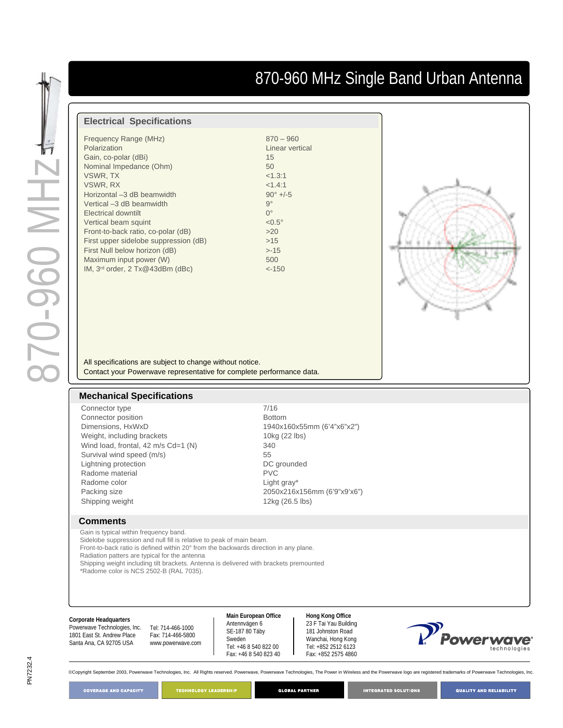# 870-960 MHz Single Band Urban Antenna

## Electrical Specifications

| | |
|---|---|
| Frequency Range (MHz) | 870 – 960 |
| Polarization | Linear vertical |
| Gain, co-polar (dBi) | 15 |
| Nominal Impedance (Ohm) | 50 |
| VSWR, TX | <1.3:1 |
| VSWR, RX | <1.4:1 |
| Horizontal –3 dB beamwidth | 90° +/-5 |
| Vertical –3 dB beamwidth | 9° |
| Electrical downtilt | 0° |
| Vertical beam squint | <0.5° |
| Front-to-back ratio, co-polar (dB) | >20 |
| First upper sidelobe suppression (dB) | >15 |
| First Null below horizon (dB) | >-15 |
| Maximum input power (W) | 500 |
| IM, 3rd order, 2 Tx@43dBm (dBc) | <-150 |

All specifications are subject to change without notice.
Contact your Powerwave representative for complete performance data.

## Mechanical Specifications

| | |
|---|---|
| Connector type | 7/16 |
| Connector position | Bottom |
| Dimensions, HxWxD | 1940x160x55mm (6'4"x6"x2") |
| Weight, including brackets | 10kg (22 lbs) |
| Wind load, frontal, 42 m/s Cd=1 (N) | 340 |
| Survival wind speed (m/s) | 55 |
| Lightning protection | DC grounded |
| Radome material | PVC |
| Radome color | Light gray* |
| Packing size | 2050x216x156mm (6'9"x9'x6") |
| Shipping weight | 12kg (26.5 lbs) |

## Comments

Gain is typical within frequency band.
Sidelobe suppression and null fill is relative to peak of main beam.
Front-to-back ratio is defined within 20° from the backwards direction in any plane.
Radiation patters are typical for the antenna
Shipping weight including tilt brackets. Antenna is delivered with brackets premounted
*Radome color is NCS 2502-B (RAL 7035).

**Corporate Headquarters**
Powerwave Technologies, Inc.
1801 East St. Andrew Place
Santa Ana, CA 92705 USA
Tel: 714-466-1000
Fax: 714-466-5800
www.powerwave.com

**Main European Office**
Antennvägen 6
SE-187 80 Täby
Sweden
Tel: +46 8 540 822 00
Fax: +46 8 540 823 40

**Hong Kong Office**
23 F Tai Yau Building
181 Johnston Road
Wanchai, Hong Kong
Tel: +852 2512 6123
Fax: +852 2575 4860

©Copyright September 2003, Powerwave Technologies, Inc. All Rights reserved. Powerwave, Powerwave Technologies, The Power in Wireless and the Powerwave logo are registered trademarks of Powerwave Technologies, Inc.

COVERAGE AND CAPACITY | TECHNOLOGY LEADERSHIP | GLOBAL PARTNER | INTEGRATED SOLUTIONS | QUALITY AND RELIABILITY

PN7232.4